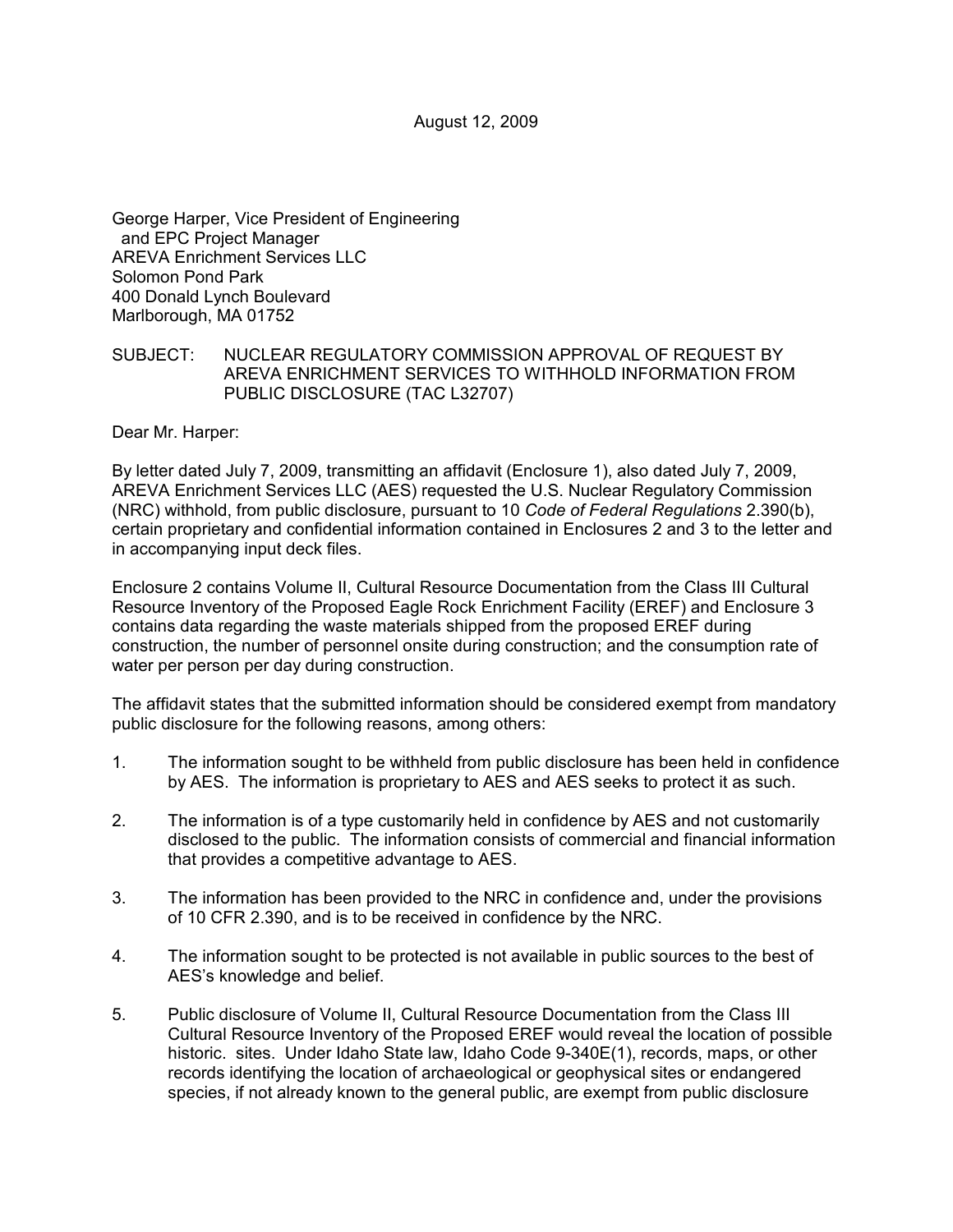August 12, 2009

George Harper, Vice President of Engineering
and EPC Project Manager
AREVA Enrichment Services LLC
Solomon Pond Park
400 Donald Lynch Boulevard
Marlborough, MA 01752

SUBJECT: NUCLEAR REGULATORY COMMISSION APPROVAL OF REQUEST BY AREVA ENRICHMENT SERVICES TO WITHHOLD INFORMATION FROM PUBLIC DISCLOSURE (TAC L32707)

Dear Mr. Harper:

By letter dated July 7, 2009, transmitting an affidavit (Enclosure 1), also dated July 7, 2009, AREVA Enrichment Services LLC (AES) requested the U.S. Nuclear Regulatory Commission (NRC) withhold, from public disclosure, pursuant to 10 *Code of Federal Regulations* 2.390(b), certain proprietary and confidential information contained in Enclosures 2 and 3 to the letter and in accompanying input deck files.

Enclosure 2 contains Volume II, Cultural Resource Documentation from the Class III Cultural Resource Inventory of the Proposed Eagle Rock Enrichment Facility (EREF) and Enclosure 3 contains data regarding the waste materials shipped from the proposed EREF during construction, the number of personnel onsite during construction; and the consumption rate of water per person per day during construction.

The affidavit states that the submitted information should be considered exempt from mandatory public disclosure for the following reasons, among others:

1. The information sought to be withheld from public disclosure has been held in confidence by AES. The information is proprietary to AES and AES seeks to protect it as such.

2. The information is of a type customarily held in confidence by AES and not customarily disclosed to the public. The information consists of commercial and financial information that provides a competitive advantage to AES.

3. The information has been provided to the NRC in confidence and, under the provisions of 10 CFR 2.390, and is to be received in confidence by the NRC.

4. The information sought to be protected is not available in public sources to the best of AES's knowledge and belief.

5. Public disclosure of Volume II, Cultural Resource Documentation from the Class III Cultural Resource Inventory of the Proposed EREF would reveal the location of possible historic. sites. Under Idaho State law, Idaho Code 9-340E(1), records, maps, or other records identifying the location of archaeological or geophysical sites or endangered species, if not already known to the general public, are exempt from public disclosure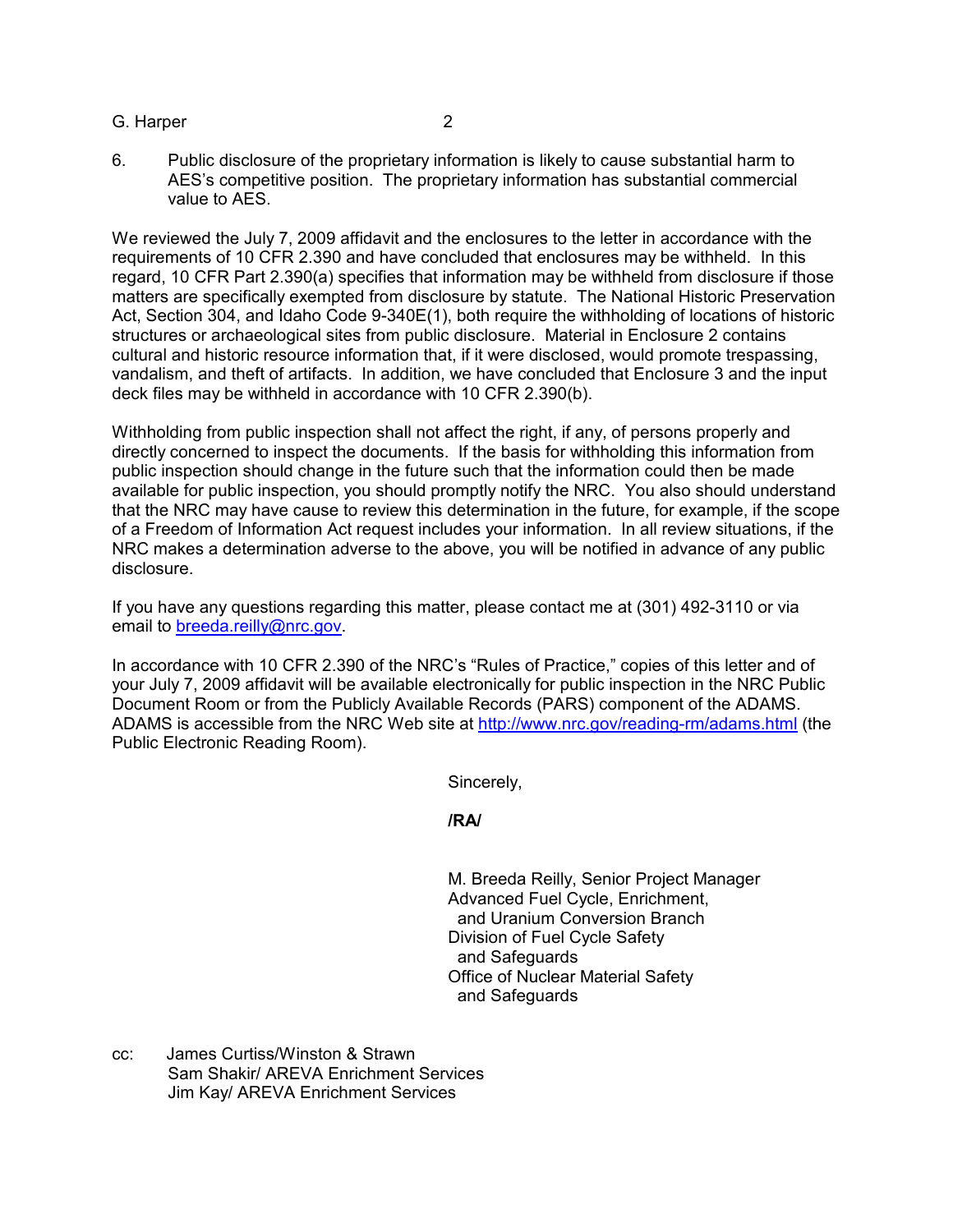6. Public disclosure of the proprietary information is likely to cause substantial harm to AES's competitive position. The proprietary information has substantial commercial value to AES.

We reviewed the July 7, 2009 affidavit and the enclosures to the letter in accordance with the requirements of 10 CFR 2.390 and have concluded that enclosures may be withheld. In this regard, 10 CFR Part 2.390(a) specifies that information may be withheld from disclosure if those matters are specifically exempted from disclosure by statute. The National Historic Preservation Act, Section 304, and Idaho Code 9-340E(1), both require the withholding of locations of historic structures or archaeological sites from public disclosure. Material in Enclosure 2 contains cultural and historic resource information that, if it were disclosed, would promote trespassing, vandalism, and theft of artifacts. In addition, we have concluded that Enclosure 3 and the input deck files may be withheld in accordance with 10 CFR 2.390(b).

Withholding from public inspection shall not affect the right, if any, of persons properly and directly concerned to inspect the documents. If the basis for withholding this information from public inspection should change in the future such that the information could then be made available for public inspection, you should promptly notify the NRC. You also should understand that the NRC may have cause to review this determination in the future, for example, if the scope of a Freedom of Information Act request includes your information. In all review situations, if the NRC makes a determination adverse to the above, you will be notified in advance of any public disclosure.

If you have any questions regarding this matter, please contact me at (301) 492-3110 or via email to breeda.reilly@nrc.gov.

In accordance with 10 CFR 2.390 of the NRC's "Rules of Practice," copies of this letter and of your July 7, 2009 affidavit will be available electronically for public inspection in the NRC Public Document Room or from the Publicly Available Records (PARS) component of the ADAMS. ADAMS is accessible from the NRC Web site at http://www.nrc.gov/reading-rm/adams.html (the Public Electronic Reading Room).

Sincerely,

**/RA/**

M. Breeda Reilly, Senior Project Manager
Advanced Fuel Cycle, Enrichment,
and Uranium Conversion Branch
Division of Fuel Cycle Safety
and Safeguards
Office of Nuclear Material Safety
and Safeguards

cc: James Curtiss/Winston & Strawn
Sam Shakir/ AREVA Enrichment Services
Jim Kay/ AREVA Enrichment Services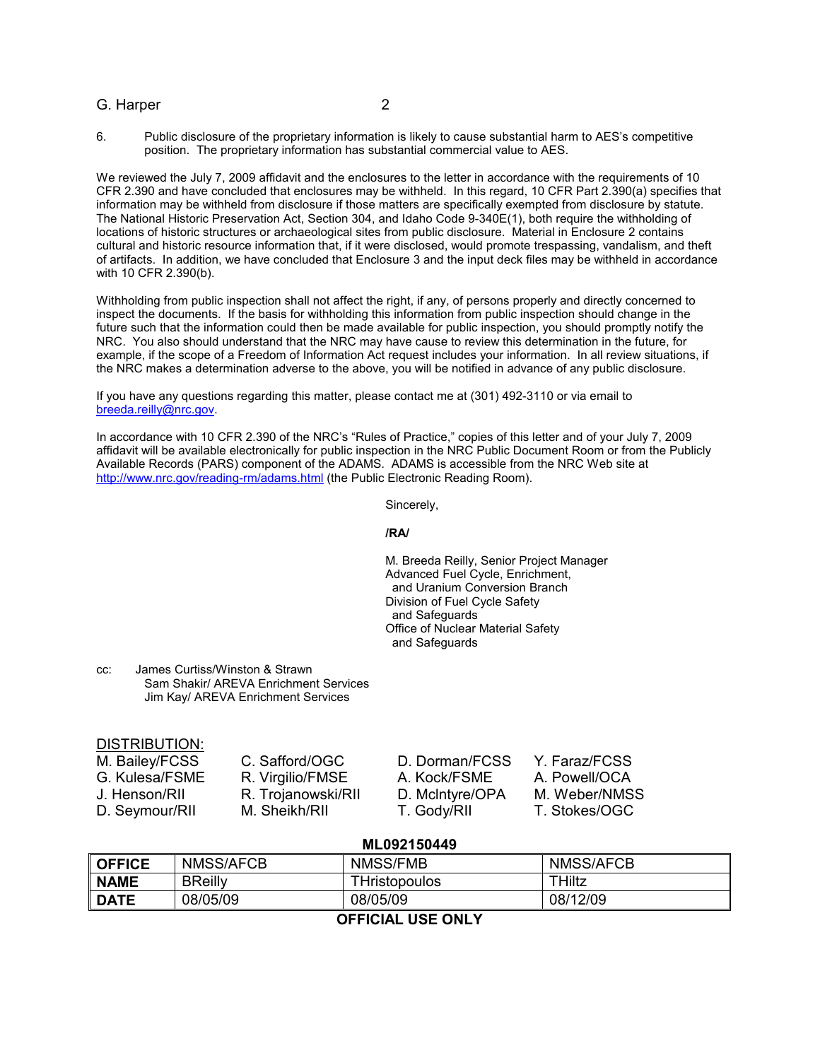6. Public disclosure of the proprietary information is likely to cause substantial harm to AES's competitive position. The proprietary information has substantial commercial value to AES.

We reviewed the July 7, 2009 affidavit and the enclosures to the letter in accordance with the requirements of 10 CFR 2.390 and have concluded that enclosures may be withheld. In this regard, 10 CFR Part 2.390(a) specifies that information may be withheld from disclosure if those matters are specifically exempted from disclosure by statute. The National Historic Preservation Act, Section 304, and Idaho Code 9-340E(1), both require the withholding of locations of historic structures or archaeological sites from public disclosure. Material in Enclosure 2 contains cultural and historic resource information that, if it were disclosed, would promote trespassing, vandalism, and theft of artifacts. In addition, we have concluded that Enclosure 3 and the input deck files may be withheld in accordance with 10 CFR 2.390(b).

Withholding from public inspection shall not affect the right, if any, of persons properly and directly concerned to inspect the documents. If the basis for withholding this information from public inspection should change in the future such that the information could then be made available for public inspection, you should promptly notify the NRC. You also should understand that the NRC may have cause to review this determination in the future, for example, if the scope of a Freedom of Information Act request includes your information. In all review situations, if the NRC makes a determination adverse to the above, you will be notified in advance of any public disclosure.

If you have any questions regarding this matter, please contact me at (301) 492-3110 or via email to breeda.reilly@nrc.gov.

In accordance with 10 CFR 2.390 of the NRC's "Rules of Practice," copies of this letter and of your July 7, 2009 affidavit will be available electronically for public inspection in the NRC Public Document Room or from the Publicly Available Records (PARS) component of the ADAMS. ADAMS is accessible from the NRC Web site at http://www.nrc.gov/reading-rm/adams.html (the Public Electronic Reading Room).

Sincerely,

**/RA/**

M. Breeda Reilly, Senior Project Manager
Advanced Fuel Cycle, Enrichment,
and Uranium Conversion Branch
Division of Fuel Cycle Safety
and Safeguards
Office of Nuclear Material Safety
and Safeguards

cc: James Curtiss/Winston & Strawn
Sam Shakir/ AREVA Enrichment Services
Jim Kay/ AREVA Enrichment Services

DISTRIBUTION:

| | | | |
|---|---|---|---|
| M. Bailey/FCSS | C. Safford/OGC | D. Dorman/FCSS | Y. Faraz/FCSS |
| G. Kulesa/FSME | R. Virgilio/FMSE | A. Kock/FSME | A. Powell/OCA |
| J. Henson/RII | R. Trojanowski/RII | D. McIntyre/OPA | M. Weber/NMSS |
| D. Seymour/RII | M. Sheikh/RII | T. Gody/RII | T. Stokes/OGC |

**ML092150449**

| **OFFICE** | NMSS/AFCB | NMSS/FMB | NMSS/AFCB |
|---|---|---|---|
| **NAME** | BReilly | THristopoulos | THiltz |
| **DATE** | 08/05/09 | 08/05/09 | 08/12/09 |

**OFFICIAL USE ONLY**